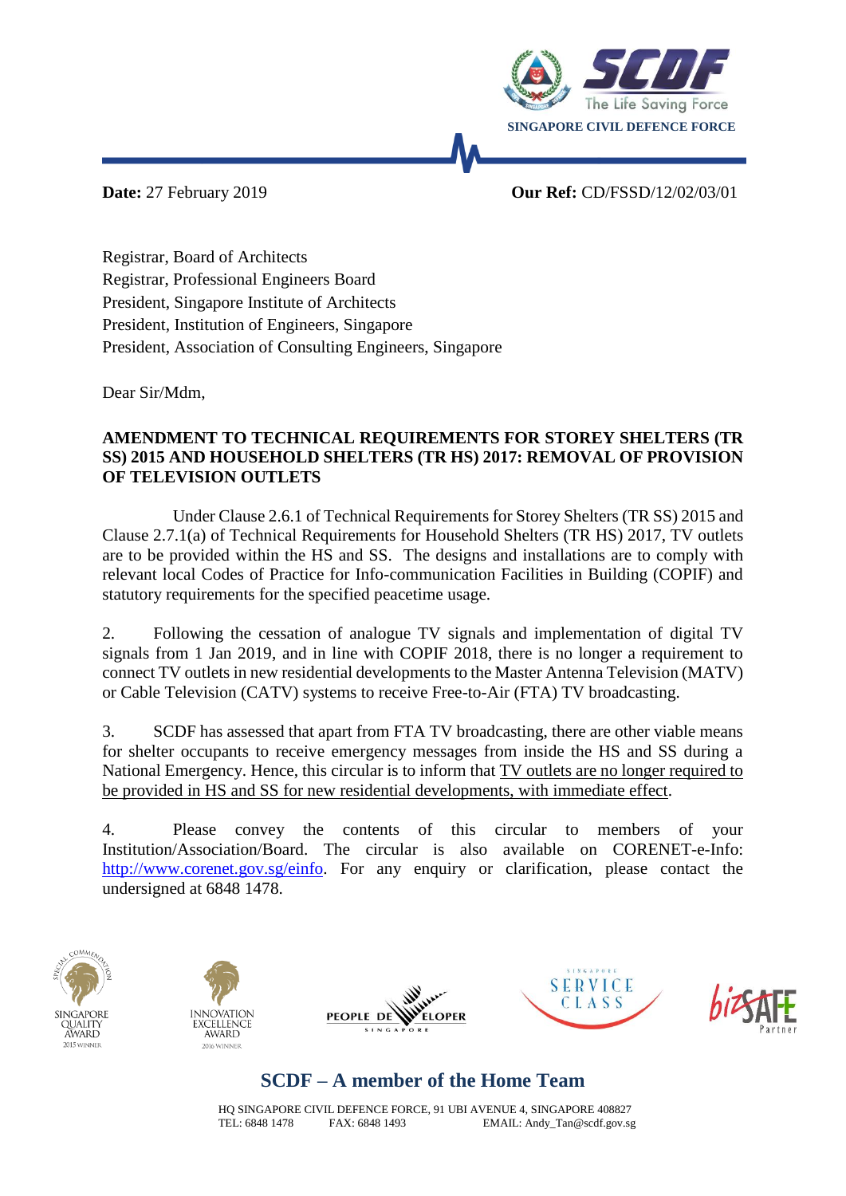SINGAPORE CIVIL DEFENCE FORCE

**Date:** 27 February 2019 **Our Ref:** CD/FSSD/12/02/03/01

Registrar, Board of Architects
Registrar, Professional Engineers Board
President, Singapore Institute of Architects
President, Institution of Engineers, Singapore
President, Association of Consulting Engineers, Singapore

Dear Sir/Mdm,

**AMENDMENT TO TECHNICAL REQUIREMENTS FOR STOREY SHELTERS (TR SS) 2015 AND HOUSEHOLD SHELTERS (TR HS) 2017: REMOVAL OF PROVISION OF TELEVISION OUTLETS**

Under Clause 2.6.1 of Technical Requirements for Storey Shelters (TR SS) 2015 and Clause 2.7.1(a) of Technical Requirements for Household Shelters (TR HS) 2017, TV outlets are to be provided within the HS and SS. The designs and installations are to comply with relevant local Codes of Practice for Info-communication Facilities in Building (COPIF) and statutory requirements for the specified peacetime usage.

2. Following the cessation of analogue TV signals and implementation of digital TV signals from 1 Jan 2019, and in line with COPIF 2018, there is no longer a requirement to connect TV outlets in new residential developments to the Master Antenna Television (MATV) or Cable Television (CATV) systems to receive Free-to-Air (FTA) TV broadcasting.

3. SCDF has assessed that apart from FTA TV broadcasting, there are other viable means for shelter occupants to receive emergency messages from inside the HS and SS during a National Emergency. Hence, this circular is to inform that <u>TV outlets are no longer required to be provided in HS and SS for new residential developments, with immediate effect</u>.

4. Please convey the contents of this circular to members of your Institution/Association/Board. The circular is also available on CORENET-e-Info: http://www.corenet.gov.sg/einfo. For any enquiry or clarification, please contact the undersigned at 6848 1478.

**SCDF – A member of the Home Team**

HQ SINGAPORE CIVIL DEFENCE FORCE, 91 UBI AVENUE 4, SINGAPORE 408827
TEL: 6848 1478 FAX: 6848 1493 EMAIL: Andy_Tan@scdf.gov.sg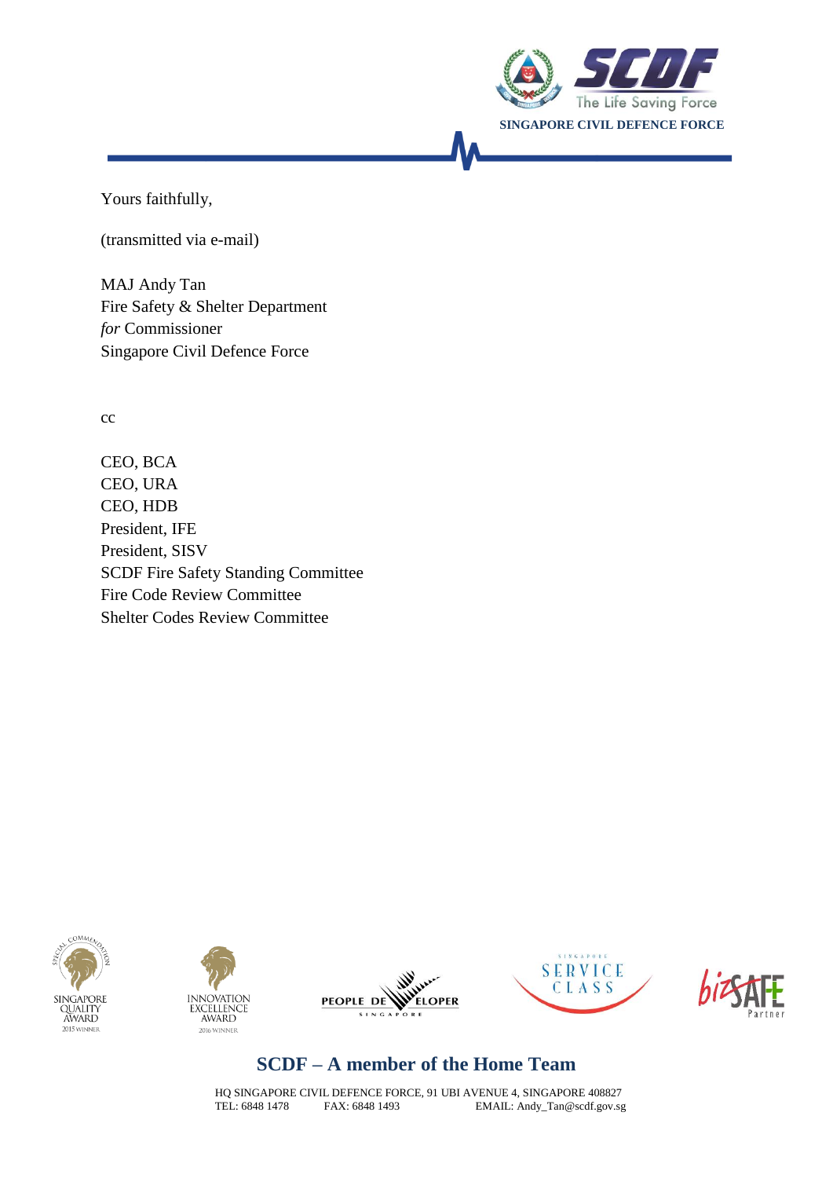Yours faithfully,

(transmitted via e-mail)

MAJ Andy Tan
Fire Safety & Shelter Department
*for* Commissioner
Singapore Civil Defence Force

cc

CEO, BCA
CEO, URA
CEO, HDB
President, IFE
President, SISV
SCDF Fire Safety Standing Committee
Fire Code Review Committee
Shelter Codes Review Committee